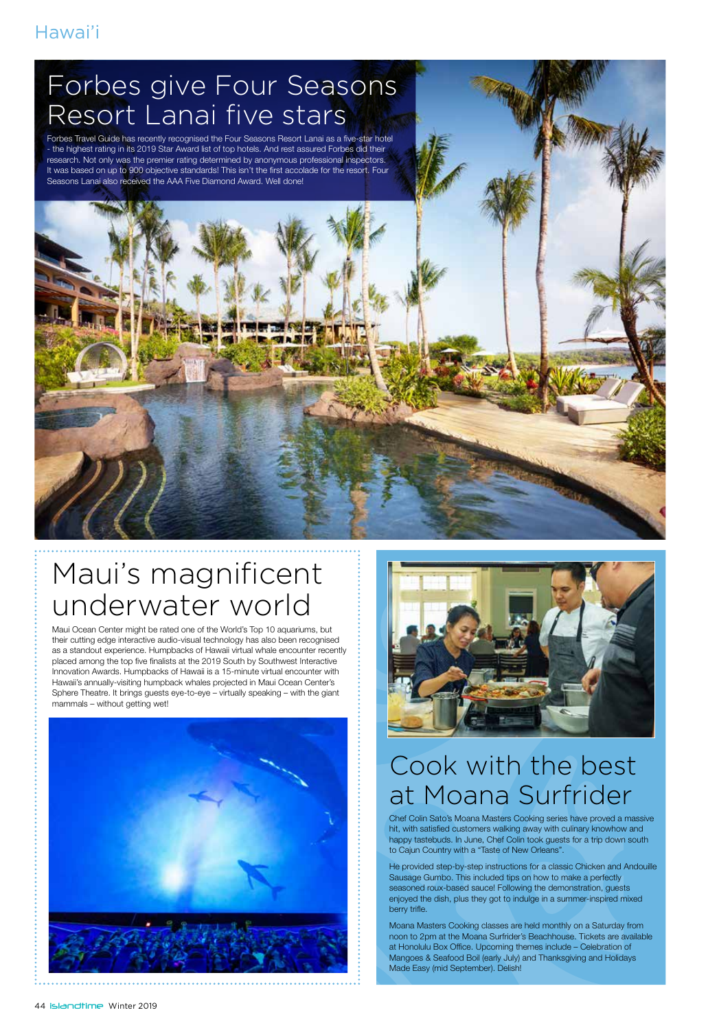# Forbes give Four Seasons Resort Lanai five stars

Forbes Travel Guide has recently recognised the Four Seasons Resort Lanai as a five-star hotel - the highest rating in its 2019 Star Award list of top hotels. And rest assured Forbes did their research. Not only was the premier rating determined by anonymous professional inspectors. It was based on up to 900 objective standards! This isn't the first accolade for the resort. Four Seasons Lanai also received the AAA Five Diamond Award. Well done!

# Maui's magnificent underwater world

Maui Ocean Center might be rated one of the World's Top 10 aquariums, but their cutting edge interactive audio-visual technology has also been recognised as a standout experience. Humpbacks of Hawaii virtual whale encounter recently placed among the top five finalists at the 2019 South by Southwest Interactive Innovation Awards. Humpbacks of Hawaii is a 15-minute virtual encounter with Hawaii's annually-visiting humpback whales projected in Maui Ocean Center's Sphere Theatre. It brings guests eye-to-eye – virtually speaking – with the giant mammals – without getting wet!

# Cook with the best at Moana Surfrider

Chef Colin Sato's Moana Masters Cooking series have proved a massive hit, with satisfied customers walking away with culinary knowhow and happy tastebuds. In June, Chef Colin took guests for a trip down south to Cajun Country with a "Taste of New Orleans".

He provided step-by-step instructions for a classic Chicken and Andouille Sausage Gumbo. This included tips on how to make a perfectly seasoned roux-based sauce! Following the demonstration, guests enjoyed the dish, plus they got to indulge in a summer-inspired mixed berry trifle.

Moana Masters Cooking classes are held monthly on a Saturday from noon to 2pm at the Moana Surfrider's Beachhouse. Tickets are available at Honolulu Box Office. Upcoming themes include – Celebration of Mangoes & Seafood Boil (early July) and Thanksgiving and Holidays Made Easy (mid September). Delish!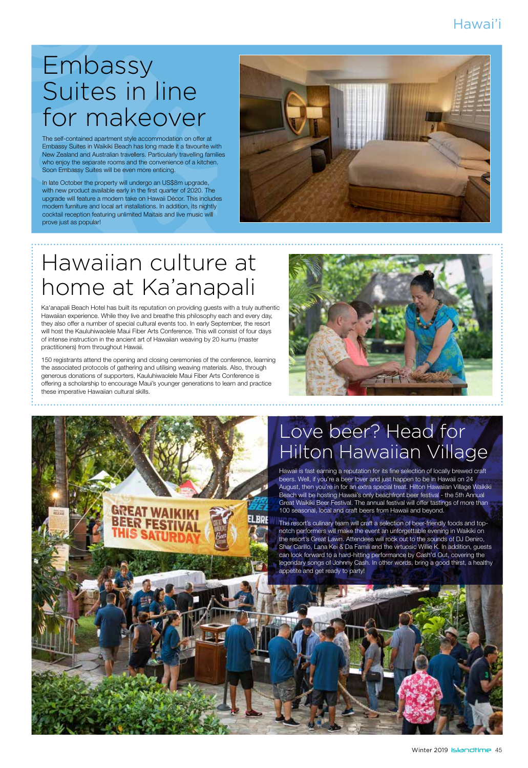# Embassy Suites in line for makeover

The self-contained apartment style accommodation on offer at Embassy Suites in Waikiki Beach has long made it a favourite with New Zealand and Australian travellers. Particularly travelling families who enjoy the separate rooms and the convenience of a kitchen. Soon Embassy Suites will be even more enticing.

In late October the property will undergo an US$8m upgrade, with new product available early in the first quarter of 2020. The upgrade will feature a modern take on Hawaii Décor. This includes modern furniture and local art installations. In addition, its nightly cocktail reception featuring unlimited Maitais and live music will prove just as popular!

# Hawaiian culture at home at Ka'anapali

Ka'anapali Beach Hotel has built its reputation on providing guests with a truly authentic Hawaiian experience. While they live and breathe this philosophy each and every day, they also offer a number of special cultural events too. In early September, the resort will host the Kauluhiwaolele Maui Fiber Arts Conference. This will consist of four days of intense instruction in the ancient art of Hawaiian weaving by 20 kumu (master practitioners) from throughout Hawaii.

150 registrants attend the opening and closing ceremonies of the conference, learning the associated protocols of gathering and utilising weaving materials. Also, through generous donations of supporters, Kauluhiwaolele Maui Fiber Arts Conference is offering a scholarship to encourage Maui's younger generations to learn and practice these imperative Hawaiian cultural skills.

# Love beer? Head for Hilton Hawaiian Village

Hawaii is fast earning a reputation for its fine selection of locally brewed craft beers. Well, if you're a beer lover and just happen to be in Hawaii on 24 August, then you're in for an extra special treat. Hilton Hawaiian Village Waikiki Beach will be hosting Hawaii's only beachfront beer festival - the 5th Annual Great Waikiki Beer Festival. The annual festival will offer tastings of more than 100 seasonal, local and craft beers from Hawaii and beyond.

The resort's culinary team will craft a selection of beer-friendly foods and top-notch performers will make the event an unforgettable evening in Waikiki on the resort's Great Lawn. Attendees will rock out to the sounds of DJ Deniro, Shar Carillo, Lana Kei & Da Famili and the virtuosic Willie K. In addition, guests can look forward to a hard-hitting performance by Cash'd Out, covering the legendary songs of Johnny Cash. In other words, bring a good thirst, a healthy appetite and get ready to party!